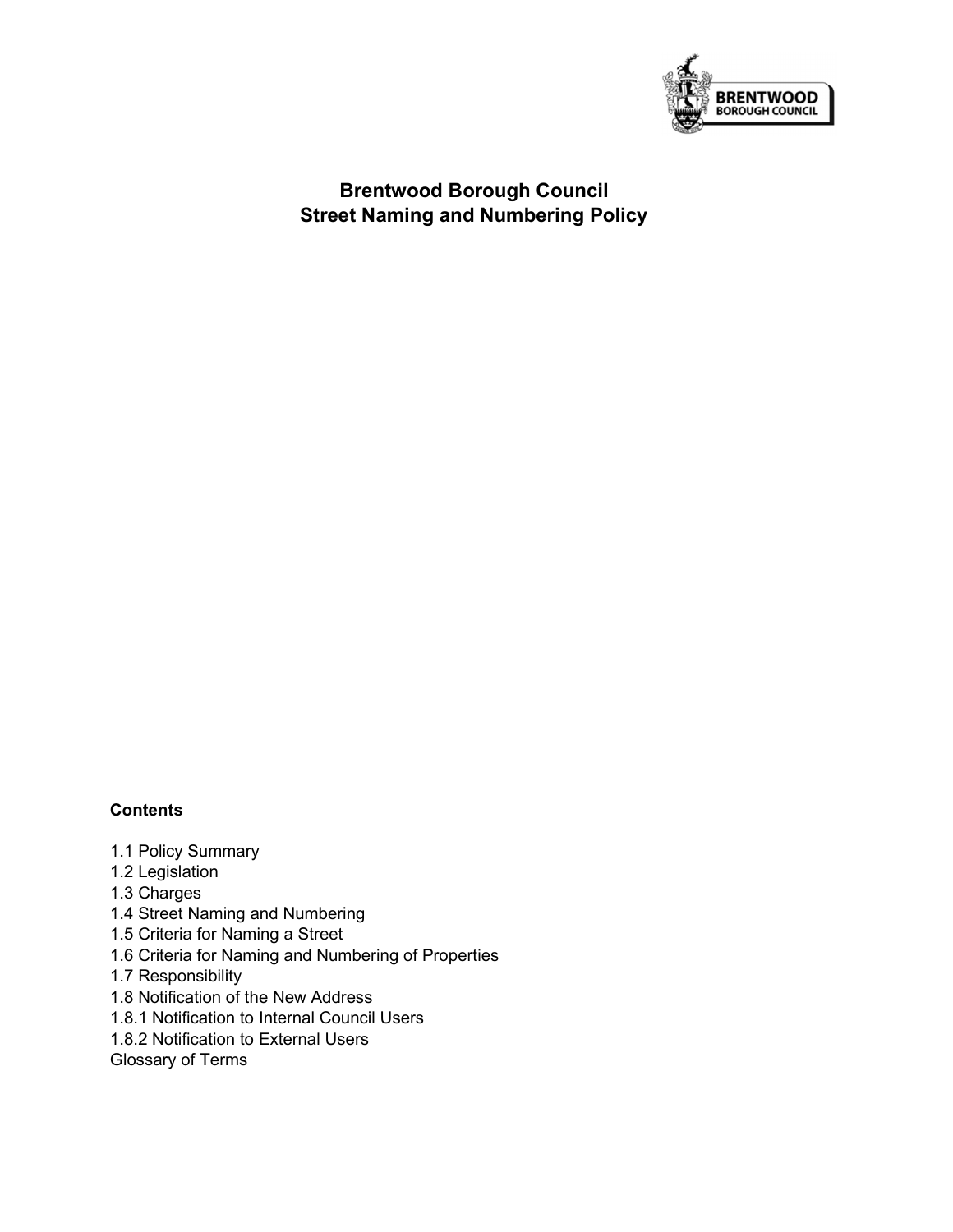# Brentwood Borough Council
# Street Naming and Numbering Policy

**Contents**

1.1 Policy Summary
1.2 Legislation
1.3 Charges
1.4 Street Naming and Numbering
1.5 Criteria for Naming a Street
1.6 Criteria for Naming and Numbering of Properties
1.7 Responsibility
1.8 Notification of the New Address
1.8.1 Notification to Internal Council Users
1.8.2 Notification to External Users
Glossary of Terms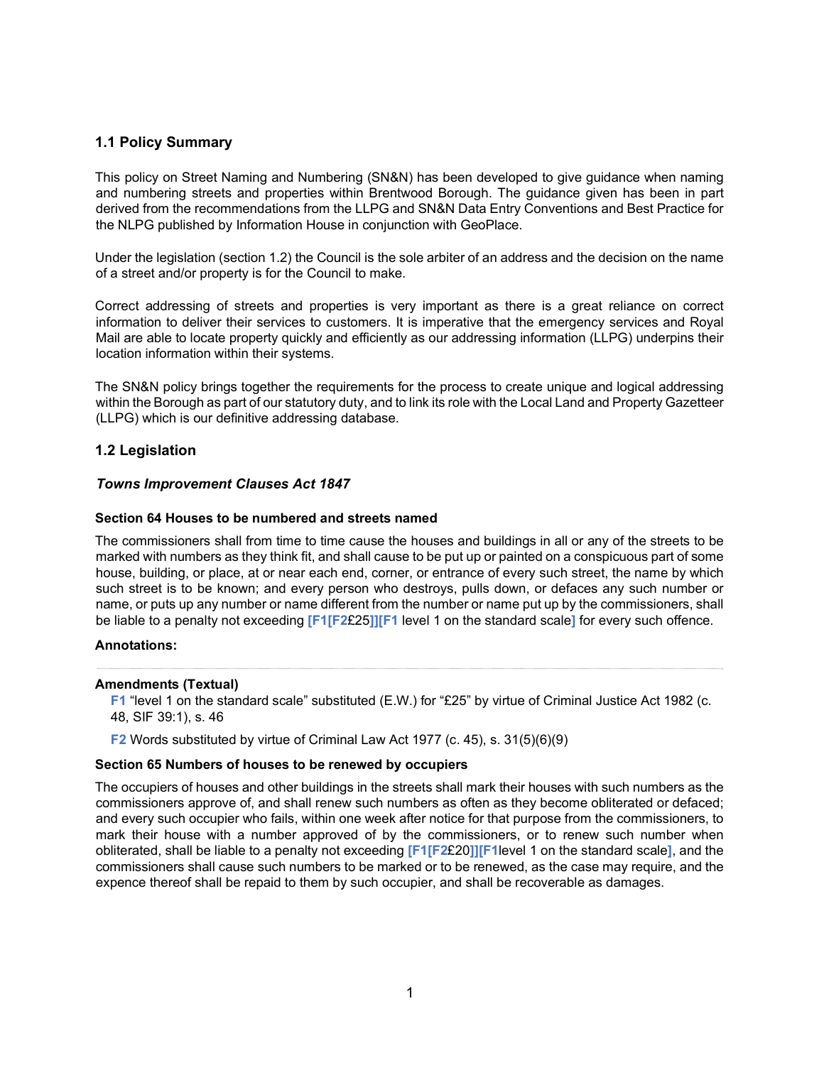## 1.1 Policy Summary

This policy on Street Naming and Numbering (SN&N) has been developed to give guidance when naming and numbering streets and properties within Brentwood Borough. The guidance given has been in part derived from the recommendations from the LLPG and SN&N Data Entry Conventions and Best Practice for the NLPG published by Information House in conjunction with GeoPlace.

Under the legislation (section 1.2) the Council is the sole arbiter of an address and the decision on the name of a street and/or property is for the Council to make.

Correct addressing of streets and properties is very important as there is a great reliance on correct information to deliver their services to customers. It is imperative that the emergency services and Royal Mail are able to locate property quickly and efficiently as our addressing information (LLPG) underpins their location information within their systems.

The SN&N policy brings together the requirements for the process to create unique and logical addressing within the Borough as part of our statutory duty, and to link its role with the Local Land and Property Gazetteer (LLPG) which is our definitive addressing database.

## 1.2 Legislation

### *Towns Improvement Clauses Act 1847*

#### Section 64 Houses to be numbered and streets named

The commissioners shall from time to time cause the houses and buildings in all or any of the streets to be marked with numbers as they think fit, and shall cause to be put up or painted on a conspicuous part of some house, building, or place, at or near each end, corner, or entrance of every such street, the name by which such street is to be known; and every person who destroys, pulls down, or defaces any such number or name, or puts up any number or name different from the number or name put up by the commissioners, shall be liable to a penalty not exceeding [F1[F2£25]][F1 level 1 on the standard scale] for every such offence.

**Annotations:**

---

**Amendments (Textual)**

F1 "level 1 on the standard scale" substituted (E.W.) for "£25" by virtue of Criminal Justice Act 1982 (c. 48, SIF 39:1), s. 46

F2 Words substituted by virtue of Criminal Law Act 1977 (c. 45), s. 31(5)(6)(9)

#### Section 65 Numbers of houses to be renewed by occupiers

The occupiers of houses and other buildings in the streets shall mark their houses with such numbers as the commissioners approve of, and shall renew such numbers as often as they become obliterated or defaced; and every such occupier who fails, within one week after notice for that purpose from the commissioners, to mark their house with a number approved of by the commissioners, or to renew such number when obliterated, shall be liable to a penalty not exceeding [F1[F2£20]][F1level 1 on the standard scale], and the commissioners shall cause such numbers to be marked or to be renewed, as the case may require, and the expence thereof shall be repaid to them by such occupier, and shall be recoverable as damages.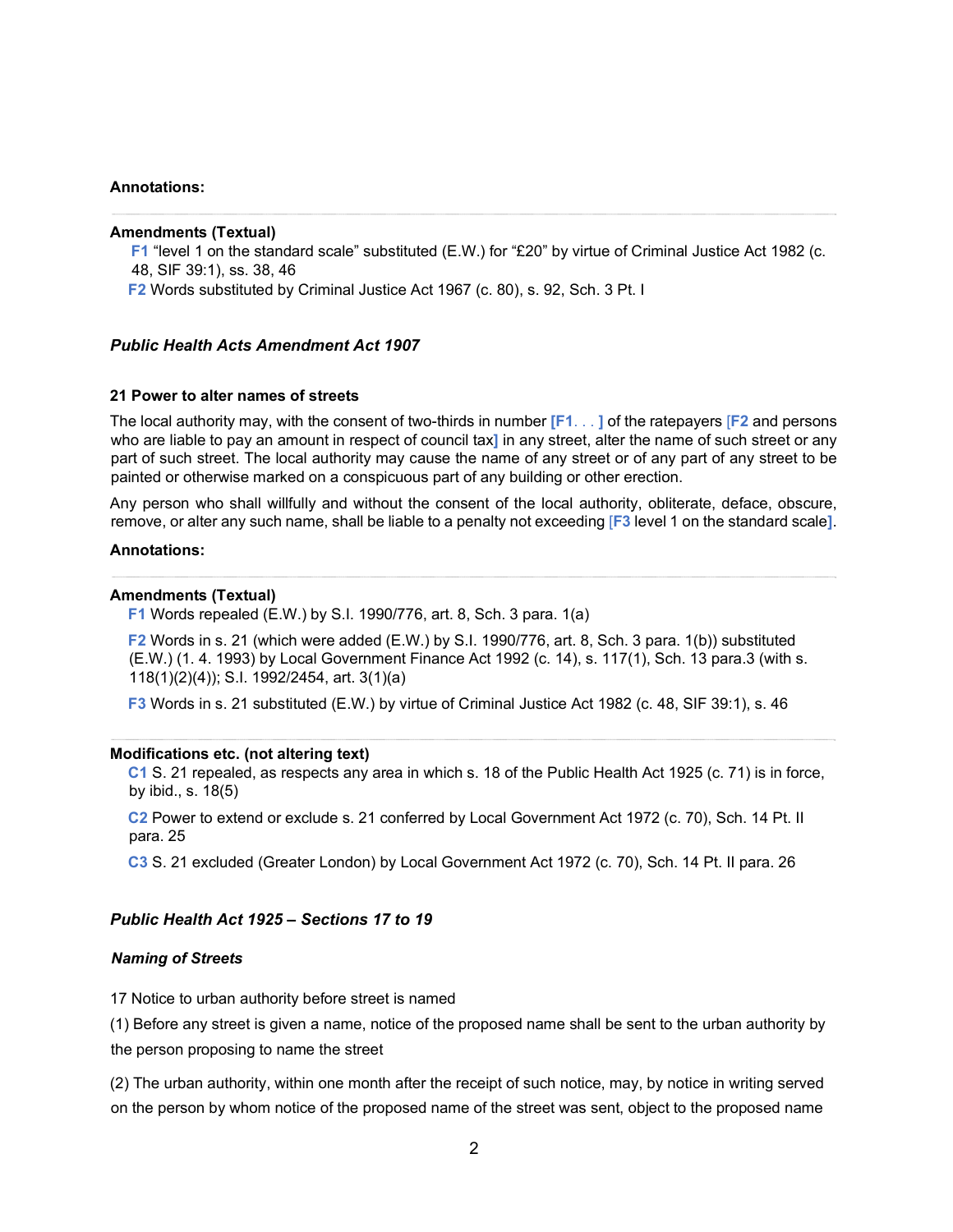**Annotations:**

**Amendments (Textual)**

F1 "level 1 on the standard scale" substituted (E.W.) for "£20" by virtue of Criminal Justice Act 1982 (c. 48, SIF 39:1), ss. 38, 46

F2 Words substituted by Criminal Justice Act 1967 (c. 80), s. 92, Sch. 3 Pt. I

## *Public Health Acts Amendment Act 1907*

### 21 Power to alter names of streets

The local authority may, with the consent of two-thirds in number [F1. . . ] of the ratepayers [F2 and persons who are liable to pay an amount in respect of council tax] in any street, alter the name of such street or any part of such street. The local authority may cause the name of any street or of any part of any street to be painted or otherwise marked on a conspicuous part of any building or other erection.

Any person who shall willfully and without the consent of the local authority, obliterate, deface, obscure, remove, or alter any such name, shall be liable to a penalty not exceeding [F3 level 1 on the standard scale].

**Annotations:**

**Amendments (Textual)**

F1 Words repealed (E.W.) by S.I. 1990/776, art. 8, Sch. 3 para. 1(a)

F2 Words in s. 21 (which were added (E.W.) by S.I. 1990/776, art. 8, Sch. 3 para. 1(b)) substituted (E.W.) (1. 4. 1993) by Local Government Finance Act 1992 (c. 14), s. 117(1), Sch. 13 para.3 (with s. 118(1)(2)(4)); S.I. 1992/2454, art. 3(1)(a)

F3 Words in s. 21 substituted (E.W.) by virtue of Criminal Justice Act 1982 (c. 48, SIF 39:1), s. 46

**Modifications etc. (not altering text)**

C1 S. 21 repealed, as respects any area in which s. 18 of the Public Health Act 1925 (c. 71) is in force, by ibid., s. 18(5)

C2 Power to extend or exclude s. 21 conferred by Local Government Act 1972 (c. 70), Sch. 14 Pt. II para. 25

C3 S. 21 excluded (Greater London) by Local Government Act 1972 (c. 70), Sch. 14 Pt. II para. 26

## *Public Health Act 1925 – Sections 17 to 19*

### *Naming of Streets*

17 Notice to urban authority before street is named

(1) Before any street is given a name, notice of the proposed name shall be sent to the urban authority by the person proposing to name the street

(2) The urban authority, within one month after the receipt of such notice, may, by notice in writing served on the person by whom notice of the proposed name of the street was sent, object to the proposed name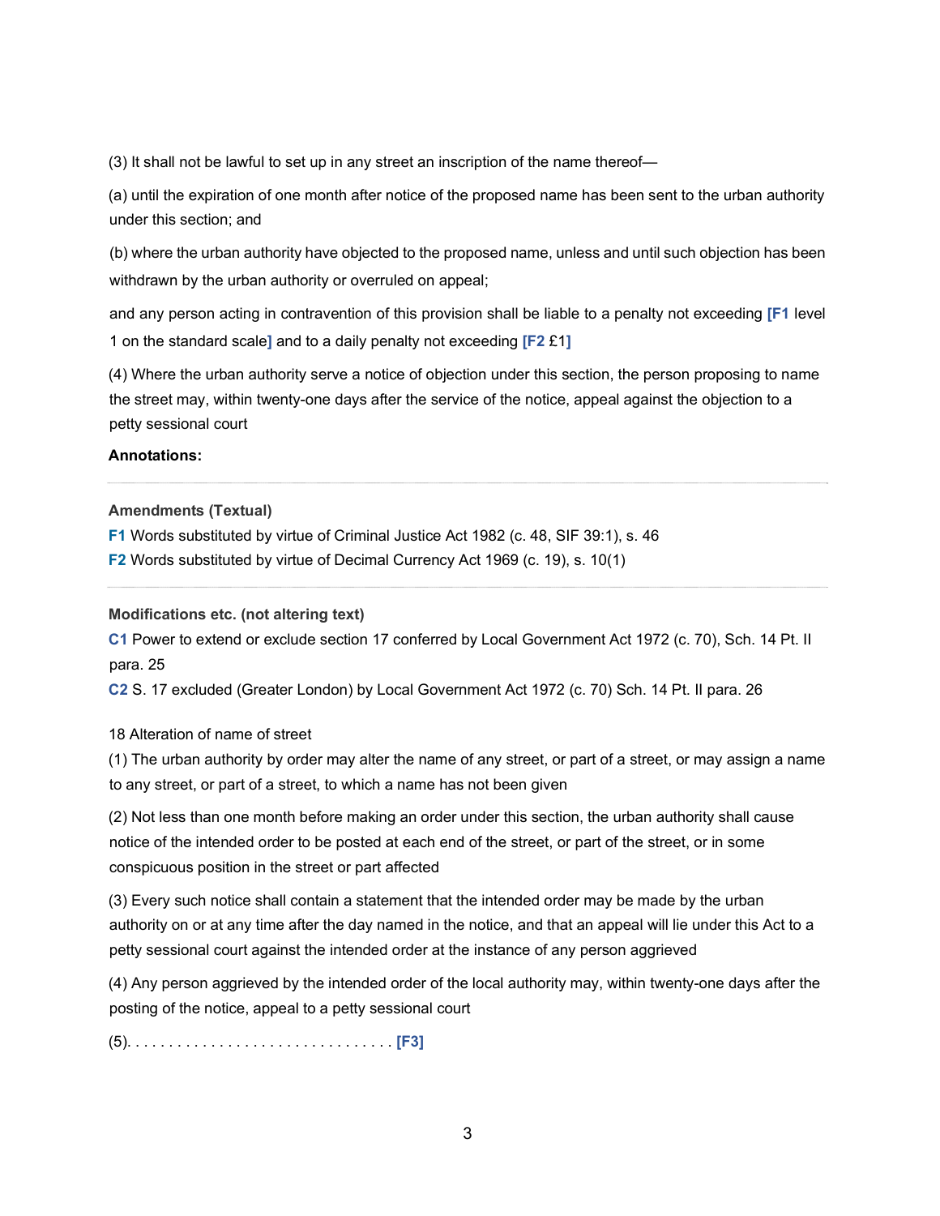(3) It shall not be lawful to set up in any street an inscription of the name thereof—

(a) until the expiration of one month after notice of the proposed name has been sent to the urban authority under this section; and

(b) where the urban authority have objected to the proposed name, unless and until such objection has been withdrawn by the urban authority or overruled on appeal;

and any person acting in contravention of this provision shall be liable to a penalty not exceeding [F1 level 1 on the standard scale] and to a daily penalty not exceeding [F2 £1]

(4) Where the urban authority serve a notice of objection under this section, the person proposing to name the street may, within twenty-one days after the service of the notice, appeal against the objection to a petty sessional court

**Annotations:**

---

**Amendments (Textual)**

F1 Words substituted by virtue of Criminal Justice Act 1982 (c. 48, SIF 39:1), s. 46

F2 Words substituted by virtue of Decimal Currency Act 1969 (c. 19), s. 10(1)

---

**Modifications etc. (not altering text)**

C1 Power to extend or exclude section 17 conferred by Local Government Act 1972 (c. 70), Sch. 14 Pt. II para. 25

C2 S. 17 excluded (Greater London) by Local Government Act 1972 (c. 70) Sch. 14 Pt. II para. 26

18 Alteration of name of street

(1) The urban authority by order may alter the name of any street, or part of a street, or may assign a name to any street, or part of a street, to which a name has not been given

(2) Not less than one month before making an order under this section, the urban authority shall cause notice of the intended order to be posted at each end of the street, or part of the street, or in some conspicuous position in the street or part affected

(3) Every such notice shall contain a statement that the intended order may be made by the urban authority on or at any time after the day named in the notice, and that an appeal will lie under this Act to a petty sessional court against the intended order at the instance of any person aggrieved

(4) Any person aggrieved by the intended order of the local authority may, within twenty-one days after the posting of the notice, appeal to a petty sessional court

(5). . . . . . . . . . . . . . . . . . . . . . . . . . . . . . . [F3]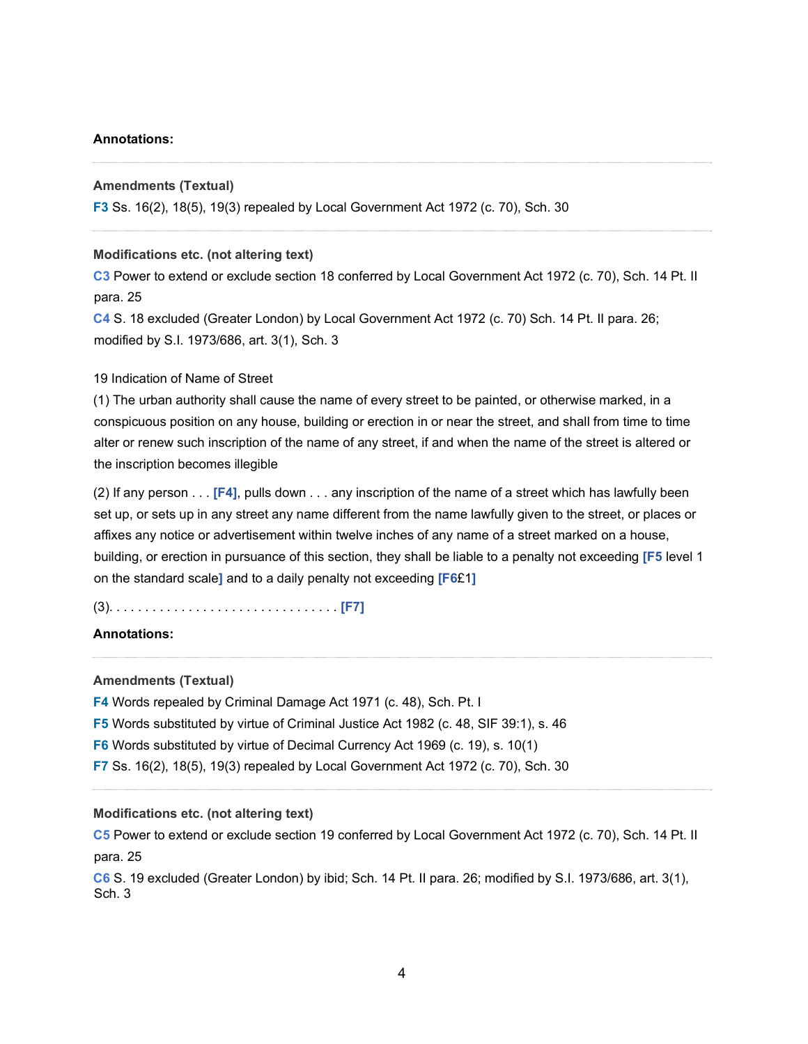**Annotations:**

---

**Amendments (Textual)**

F3 Ss. 16(2), 18(5), 19(3) repealed by Local Government Act 1972 (c. 70), Sch. 30

---

**Modifications etc. (not altering text)**

C3 Power to extend or exclude section 18 conferred by Local Government Act 1972 (c. 70), Sch. 14 Pt. II para. 25

C4 S. 18 excluded (Greater London) by Local Government Act 1972 (c. 70) Sch. 14 Pt. II para. 26; modified by S.I. 1973/686, art. 3(1), Sch. 3

19 Indication of Name of Street

(1) The urban authority shall cause the name of every street to be painted, or otherwise marked, in a conspicuous position on any house, building or erection in or near the street, and shall from time to time alter or renew such inscription of the name of any street, if and when the name of the street is altered or the inscription becomes illegible

(2) If any person . . . [F4], pulls down . . . any inscription of the name of a street which has lawfully been set up, or sets up in any street any name different from the name lawfully given to the street, or places or affixes any notice or advertisement within twelve inches of any name of a street marked on a house, building, or erection in pursuance of this section, they shall be liable to a penalty not exceeding [F5 level 1 on the standard scale] and to a daily penalty not exceeding [F6£1]

(3). . . . . . . . . . . . . . . . . . . . . . . . . . . . . . . . [F7]

**Annotations:**

---

**Amendments (Textual)**

F4 Words repealed by Criminal Damage Act 1971 (c. 48), Sch. Pt. I

F5 Words substituted by virtue of Criminal Justice Act 1982 (c. 48, SIF 39:1), s. 46

F6 Words substituted by virtue of Decimal Currency Act 1969 (c. 19), s. 10(1)

F7 Ss. 16(2), 18(5), 19(3) repealed by Local Government Act 1972 (c. 70), Sch. 30

---

**Modifications etc. (not altering text)**

C5 Power to extend or exclude section 19 conferred by Local Government Act 1972 (c. 70), Sch. 14 Pt. II para. 25

C6 S. 19 excluded (Greater London) by ibid; Sch. 14 Pt. II para. 26; modified by S.I. 1973/686, art. 3(1), Sch. 3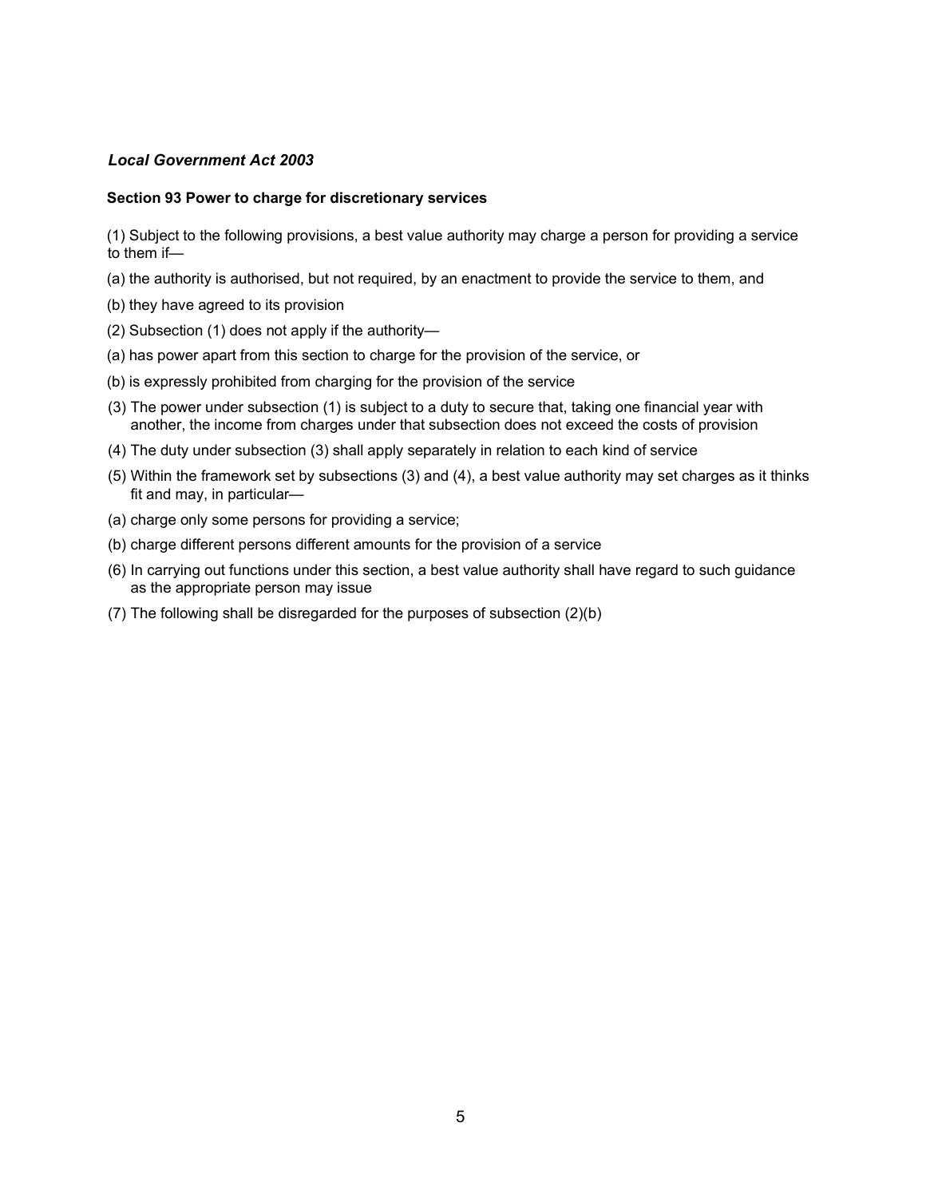*Local Government Act 2003*

**Section 93 Power to charge for discretionary services**

(1) Subject to the following provisions, a best value authority may charge a person for providing a service to them if—

(a) the authority is authorised, but not required, by an enactment to provide the service to them, and

(b) they have agreed to its provision

(2) Subsection (1) does not apply if the authority—

(a) has power apart from this section to charge for the provision of the service, or

(b) is expressly prohibited from charging for the provision of the service

(3) The power under subsection (1) is subject to a duty to secure that, taking one financial year with another, the income from charges under that subsection does not exceed the costs of provision

(4) The duty under subsection (3) shall apply separately in relation to each kind of service

(5) Within the framework set by subsections (3) and (4), a best value authority may set charges as it thinks fit and may, in particular—

(a) charge only some persons for providing a service;

(b) charge different persons different amounts for the provision of a service

(6) In carrying out functions under this section, a best value authority shall have regard to such guidance as the appropriate person may issue

(7) The following shall be disregarded for the purposes of subsection (2)(b)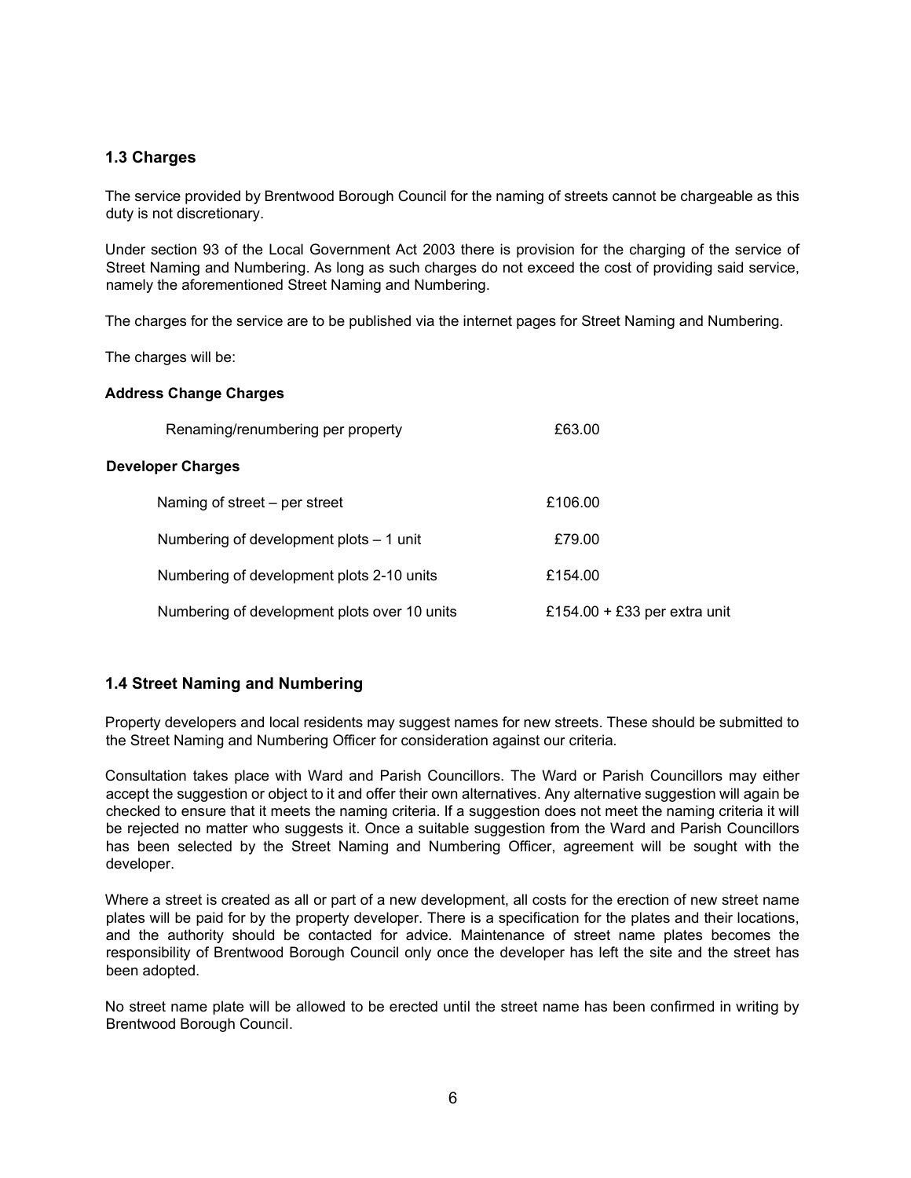## 1.3 Charges

The service provided by Brentwood Borough Council for the naming of streets cannot be chargeable as this duty is not discretionary.

Under section 93 of the Local Government Act 2003 there is provision for the charging of the service of Street Naming and Numbering. As long as such charges do not exceed the cost of providing said service, namely the aforementioned Street Naming and Numbering.

The charges for the service are to be published via the internet pages for Street Naming and Numbering.

The charges will be:

**Address Change Charges**

| | |
|---|---|
| Renaming/renumbering per property | £63.00 |

**Developer Charges**

| | |
|---|---|
| Naming of street – per street | £106.00 |
| Numbering of development plots – 1 unit | £79.00 |
| Numbering of development plots 2-10 units | £154.00 |
| Numbering of development plots over 10 units | £154.00 + £33 per extra unit |

## 1.4 Street Naming and Numbering

Property developers and local residents may suggest names for new streets. These should be submitted to the Street Naming and Numbering Officer for consideration against our criteria.

Consultation takes place with Ward and Parish Councillors. The Ward or Parish Councillors may either accept the suggestion or object to it and offer their own alternatives. Any alternative suggestion will again be checked to ensure that it meets the naming criteria. If a suggestion does not meet the naming criteria it will be rejected no matter who suggests it. Once a suitable suggestion from the Ward and Parish Councillors has been selected by the Street Naming and Numbering Officer, agreement will be sought with the developer.

Where a street is created as all or part of a new development, all costs for the erection of new street name plates will be paid for by the property developer. There is a specification for the plates and their locations, and the authority should be contacted for advice. Maintenance of street name plates becomes the responsibility of Brentwood Borough Council only once the developer has left the site and the street has been adopted.

No street name plate will be allowed to be erected until the street name has been confirmed in writing by Brentwood Borough Council.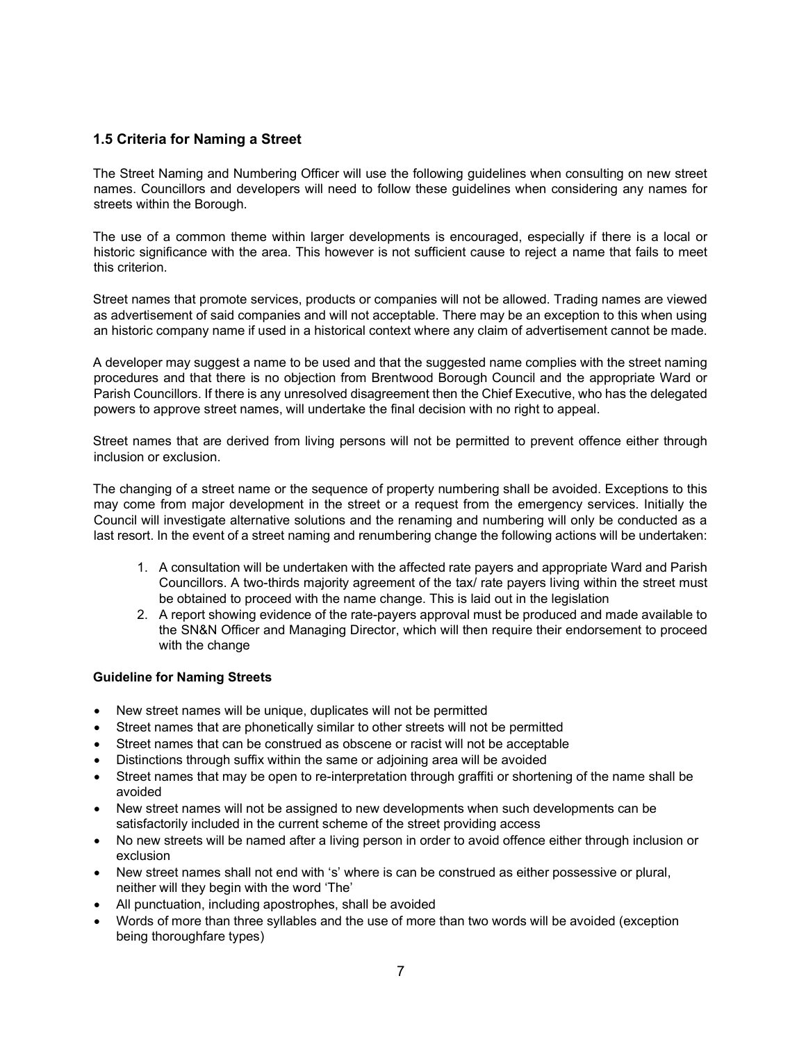### 1.5 Criteria for Naming a Street

The Street Naming and Numbering Officer will use the following guidelines when consulting on new street names. Councillors and developers will need to follow these guidelines when considering any names for streets within the Borough.

The use of a common theme within larger developments is encouraged, especially if there is a local or historic significance with the area. This however is not sufficient cause to reject a name that fails to meet this criterion.

Street names that promote services, products or companies will not be allowed. Trading names are viewed as advertisement of said companies and will not acceptable. There may be an exception to this when using an historic company name if used in a historical context where any claim of advertisement cannot be made.

A developer may suggest a name to be used and that the suggested name complies with the street naming procedures and that there is no objection from Brentwood Borough Council and the appropriate Ward or Parish Councillors. If there is any unresolved disagreement then the Chief Executive, who has the delegated powers to approve street names, will undertake the final decision with no right to appeal.

Street names that are derived from living persons will not be permitted to prevent offence either through inclusion or exclusion.

The changing of a street name or the sequence of property numbering shall be avoided. Exceptions to this may come from major development in the street or a request from the emergency services. Initially the Council will investigate alternative solutions and the renaming and numbering will only be conducted as a last resort. In the event of a street naming and renumbering change the following actions will be undertaken:

1. A consultation will be undertaken with the affected rate payers and appropriate Ward and Parish Councillors. A two-thirds majority agreement of the tax/ rate payers living within the street must be obtained to proceed with the name change. This is laid out in the legislation
2. A report showing evidence of the rate-payers approval must be produced and made available to the SN&N Officer and Managing Director, which will then require their endorsement to proceed with the change

**Guideline for Naming Streets**

- New street names will be unique, duplicates will not be permitted
- Street names that are phonetically similar to other streets will not be permitted
- Street names that can be construed as obscene or racist will not be acceptable
- Distinctions through suffix within the same or adjoining area will be avoided
- Street names that may be open to re-interpretation through graffiti or shortening of the name shall be avoided
- New street names will not be assigned to new developments when such developments can be satisfactorily included in the current scheme of the street providing access
- No new streets will be named after a living person in order to avoid offence either through inclusion or exclusion
- New street names shall not end with 's' where is can be construed as either possessive or plural, neither will they begin with the word 'The'
- All punctuation, including apostrophes, shall be avoided
- Words of more than three syllables and the use of more than two words will be avoided (exception being thoroughfare types)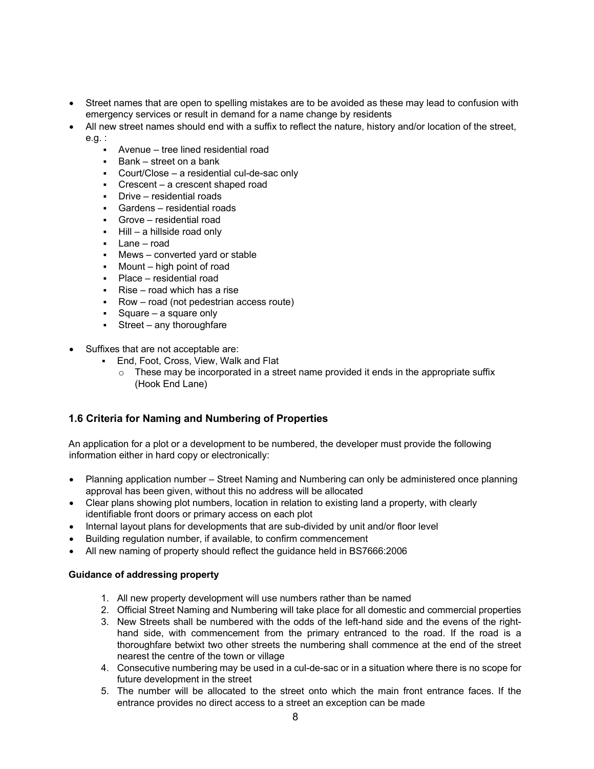- Street names that are open to spelling mistakes are to be avoided as these may lead to confusion with emergency services or result in demand for a name change by residents
- All new street names should end with a suffix to reflect the nature, history and/or location of the street, e.g. :
  - Avenue – tree lined residential road
  - Bank – street on a bank
  - Court/Close – a residential cul-de-sac only
  - Crescent – a crescent shaped road
  - Drive – residential roads
  - Gardens – residential roads
  - Grove – residential road
  - Hill – a hillside road only
  - Lane – road
  - Mews – converted yard or stable
  - Mount – high point of road
  - Place – residential road
  - Rise – road which has a rise
  - Row – road (not pedestrian access route)
  - Square – a square only
  - Street – any thoroughfare

- Suffixes that are not acceptable are:
  - End, Foot, Cross, View, Walk and Flat
    - These may be incorporated in a street name provided it ends in the appropriate suffix (Hook End Lane)

### 1.6 Criteria for Naming and Numbering of Properties

An application for a plot or a development to be numbered, the developer must provide the following information either in hard copy or electronically:

- Planning application number – Street Naming and Numbering can only be administered once planning approval has been given, without this no address will be allocated
- Clear plans showing plot numbers, location in relation to existing land a property, with clearly identifiable front doors or primary access on each plot
- Internal layout plans for developments that are sub-divided by unit and/or floor level
- Building regulation number, if available, to confirm commencement
- All new naming of property should reflect the guidance held in BS7666:2006

**Guidance of addressing property**

1. All new property development will use numbers rather than be named
2. Official Street Naming and Numbering will take place for all domestic and commercial properties
3. New Streets shall be numbered with the odds of the left-hand side and the evens of the right-hand side, with commencement from the primary entranced to the road. If the road is a thoroughfare betwixt two other streets the numbering shall commence at the end of the street nearest the centre of the town or village
4. Consecutive numbering may be used in a cul-de-sac or in a situation where there is no scope for future development in the street
5. The number will be allocated to the street onto which the main front entrance faces. If the entrance provides no direct access to a street an exception can be made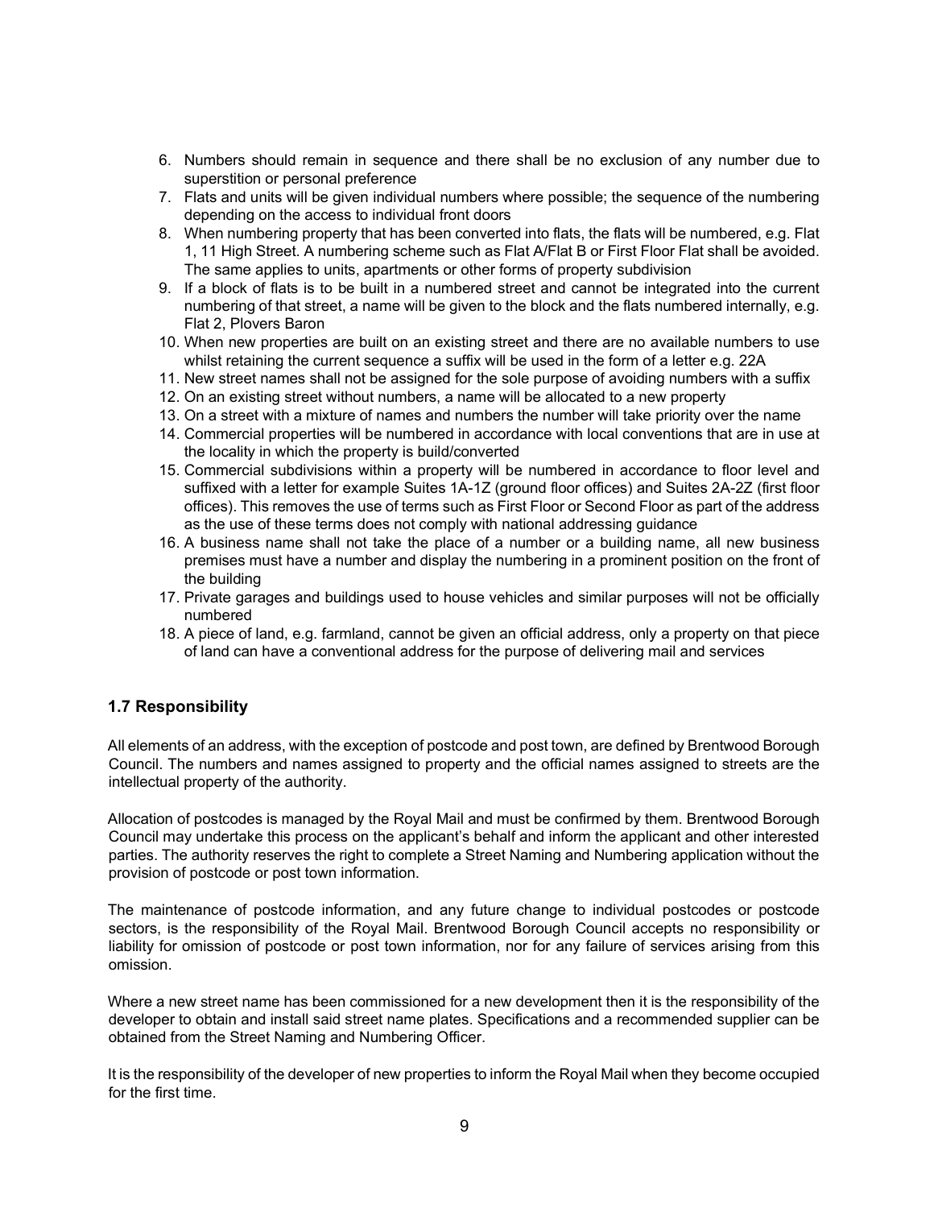6. Numbers should remain in sequence and there shall be no exclusion of any number due to superstition or personal preference
7. Flats and units will be given individual numbers where possible; the sequence of the numbering depending on the access to individual front doors
8. When numbering property that has been converted into flats, the flats will be numbered, e.g. Flat 1, 11 High Street. A numbering scheme such as Flat A/Flat B or First Floor Flat shall be avoided. The same applies to units, apartments or other forms of property subdivision
9. If a block of flats is to be built in a numbered street and cannot be integrated into the current numbering of that street, a name will be given to the block and the flats numbered internally, e.g. Flat 2, Plovers Baron
10. When new properties are built on an existing street and there are no available numbers to use whilst retaining the current sequence a suffix will be used in the form of a letter e.g. 22A
11. New street names shall not be assigned for the sole purpose of avoiding numbers with a suffix
12. On an existing street without numbers, a name will be allocated to a new property
13. On a street with a mixture of names and numbers the number will take priority over the name
14. Commercial properties will be numbered in accordance with local conventions that are in use at the locality in which the property is build/converted
15. Commercial subdivisions within a property will be numbered in accordance to floor level and suffixed with a letter for example Suites 1A-1Z (ground floor offices) and Suites 2A-2Z (first floor offices). This removes the use of terms such as First Floor or Second Floor as part of the address as the use of these terms does not comply with national addressing guidance
16. A business name shall not take the place of a number or a building name, all new business premises must have a number and display the numbering in a prominent position on the front of the building
17. Private garages and buildings used to house vehicles and similar purposes will not be officially numbered
18. A piece of land, e.g. farmland, cannot be given an official address, only a property on that piece of land can have a conventional address for the purpose of delivering mail and services

### 1.7 Responsibility

All elements of an address, with the exception of postcode and post town, are defined by Brentwood Borough Council. The numbers and names assigned to property and the official names assigned to streets are the intellectual property of the authority.

Allocation of postcodes is managed by the Royal Mail and must be confirmed by them. Brentwood Borough Council may undertake this process on the applicant's behalf and inform the applicant and other interested parties. The authority reserves the right to complete a Street Naming and Numbering application without the provision of postcode or post town information.

The maintenance of postcode information, and any future change to individual postcodes or postcode sectors, is the responsibility of the Royal Mail. Brentwood Borough Council accepts no responsibility or liability for omission of postcode or post town information, nor for any failure of services arising from this omission.

Where a new street name has been commissioned for a new development then it is the responsibility of the developer to obtain and install said street name plates. Specifications and a recommended supplier can be obtained from the Street Naming and Numbering Officer.

It is the responsibility of the developer of new properties to inform the Royal Mail when they become occupied for the first time.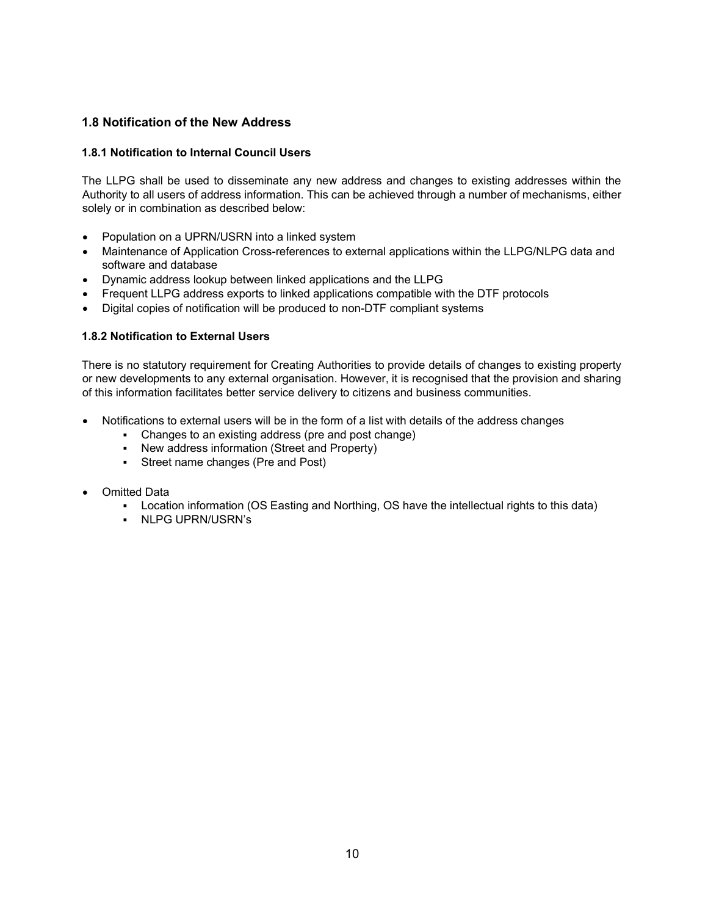## 1.8 Notification of the New Address

### 1.8.1 Notification to Internal Council Users

The LLPG shall be used to disseminate any new address and changes to existing addresses within the Authority to all users of address information. This can be achieved through a number of mechanisms, either solely or in combination as described below:

- Population on a UPRN/USRN into a linked system
- Maintenance of Application Cross-references to external applications within the LLPG/NLPG data and software and database
- Dynamic address lookup between linked applications and the LLPG
- Frequent LLPG address exports to linked applications compatible with the DTF protocols
- Digital copies of notification will be produced to non-DTF compliant systems

### 1.8.2 Notification to External Users

There is no statutory requirement for Creating Authorities to provide details of changes to existing property or new developments to any external organisation. However, it is recognised that the provision and sharing of this information facilitates better service delivery to citizens and business communities.

- Notifications to external users will be in the form of a list with details of the address changes
  - Changes to an existing address (pre and post change)
  - New address information (Street and Property)
  - Street name changes (Pre and Post)

- Omitted Data
  - Location information (OS Easting and Northing, OS have the intellectual rights to this data)
  - NLPG UPRN/USRN's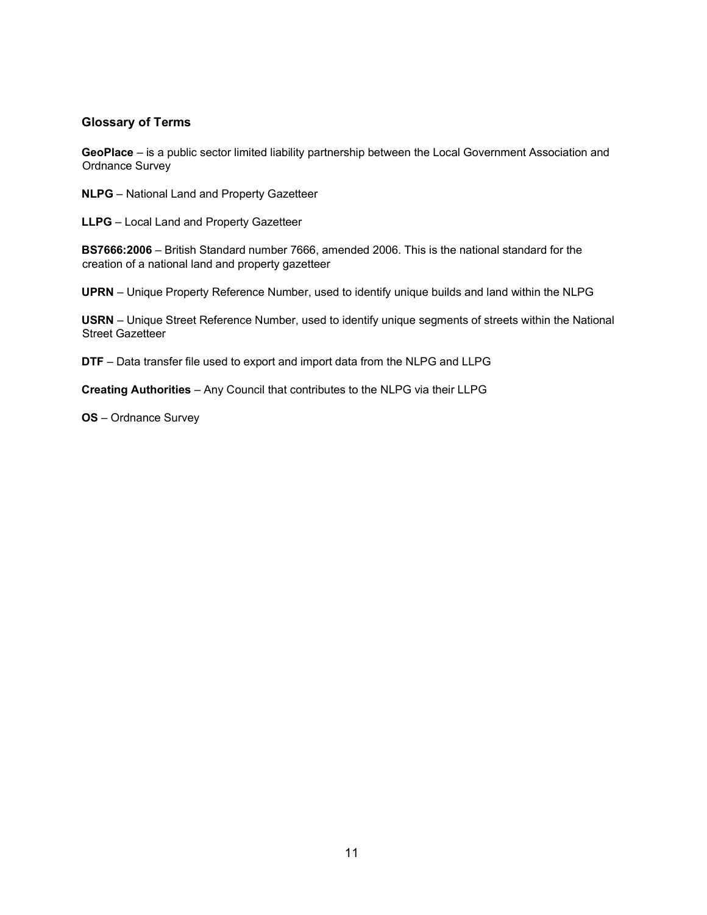## Glossary of Terms

**GeoPlace** – is a public sector limited liability partnership between the Local Government Association and Ordnance Survey

**NLPG** – National Land and Property Gazetteer

**LLPG** – Local Land and Property Gazetteer

**BS7666:2006** – British Standard number 7666, amended 2006. This is the national standard for the creation of a national land and property gazetteer

**UPRN** – Unique Property Reference Number, used to identify unique builds and land within the NLPG

**USRN** – Unique Street Reference Number, used to identify unique segments of streets within the National Street Gazetteer

**DTF** – Data transfer file used to export and import data from the NLPG and LLPG

**Creating Authorities** – Any Council that contributes to the NLPG via their LLPG

**OS** – Ordnance Survey